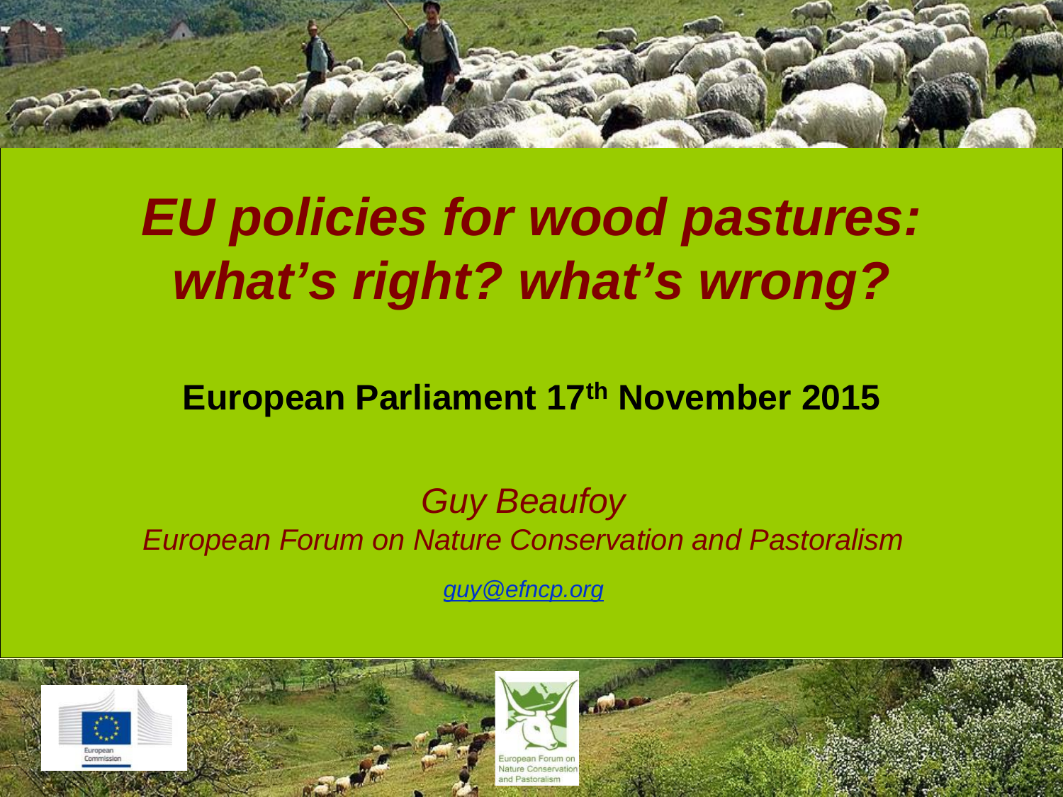# *EU policies for wood pastures: what's right? what's wrong?*

**European Parliament 17th November 2015**

*Guy Beaufoy*

*European Forum on Nature Conservation and Pastoralism*

*guy@efncp.org*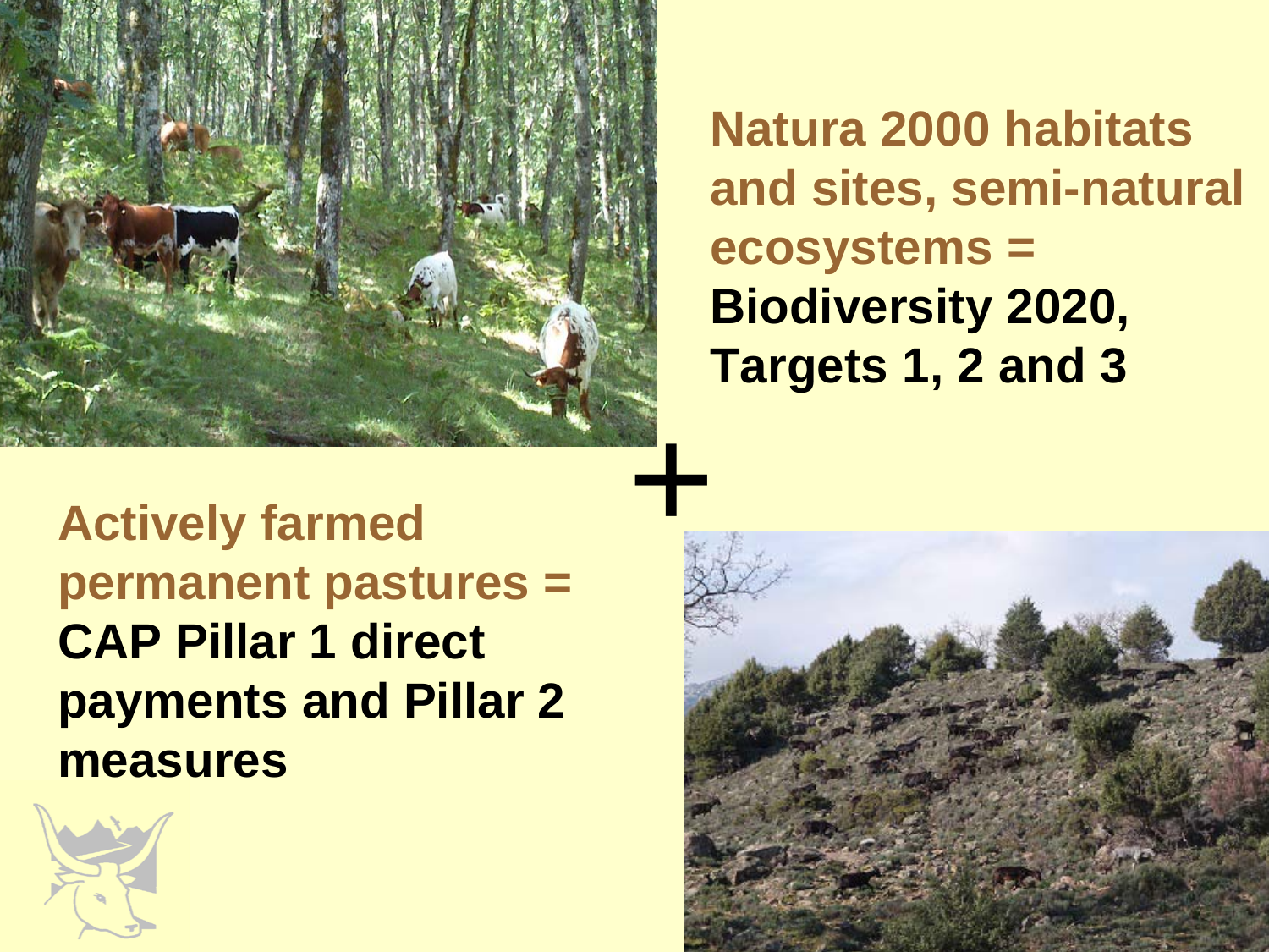**Natura 2000 habitats and sites, semi-natural ecosystems =**
**Biodiversity 2020, Targets 1, 2 and 3**

+

**Actively farmed permanent pastures =**
**CAP Pillar 1 direct payments and Pillar 2 measures**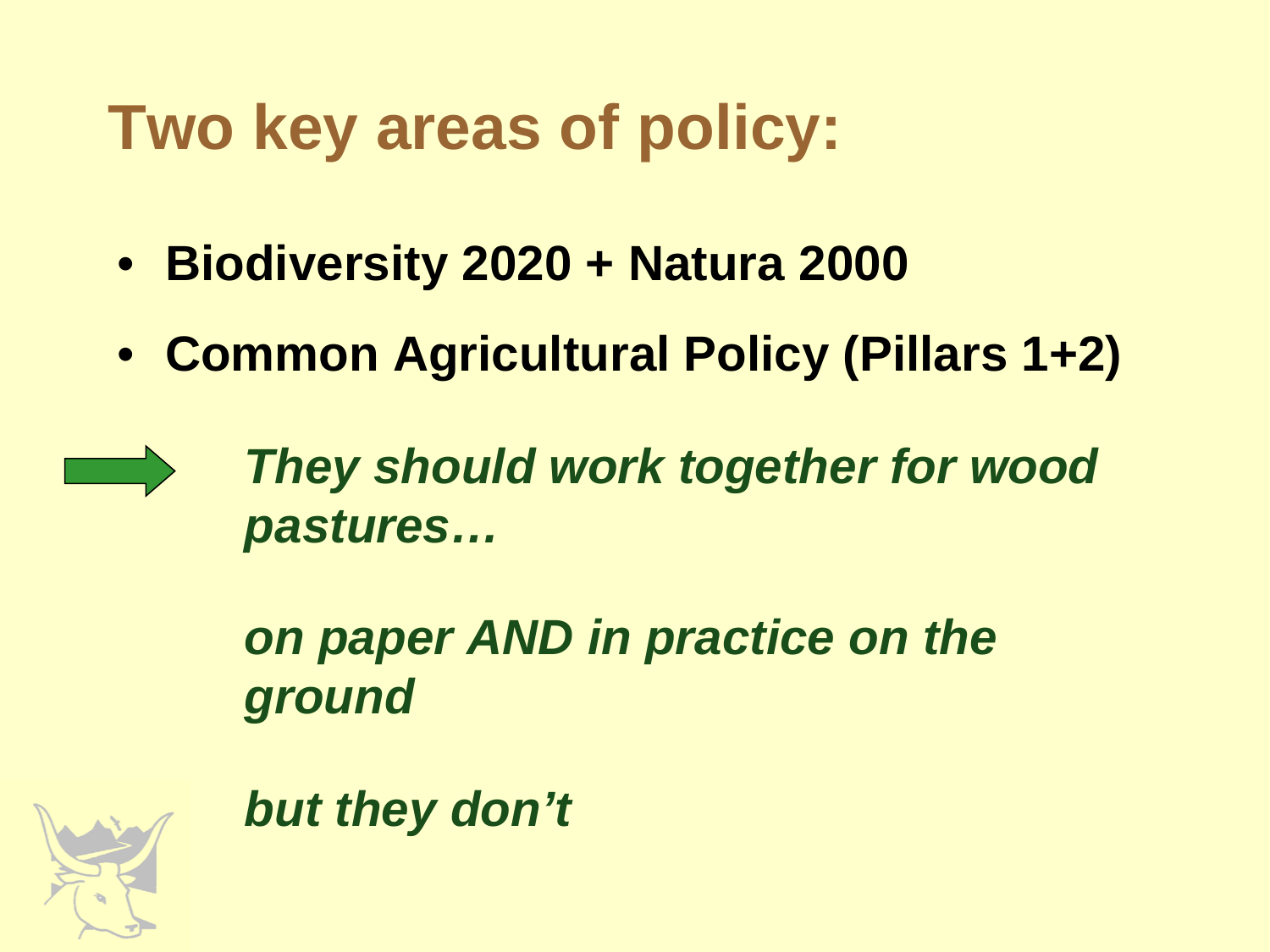# Two key areas of policy:

- **Biodiversity 2020 + Natura 2000**
- **Common Agricultural Policy (Pillars 1+2)**

→ ***They should work together for wood pastures…***

***on paper AND in practice on the ground***

***but they don't***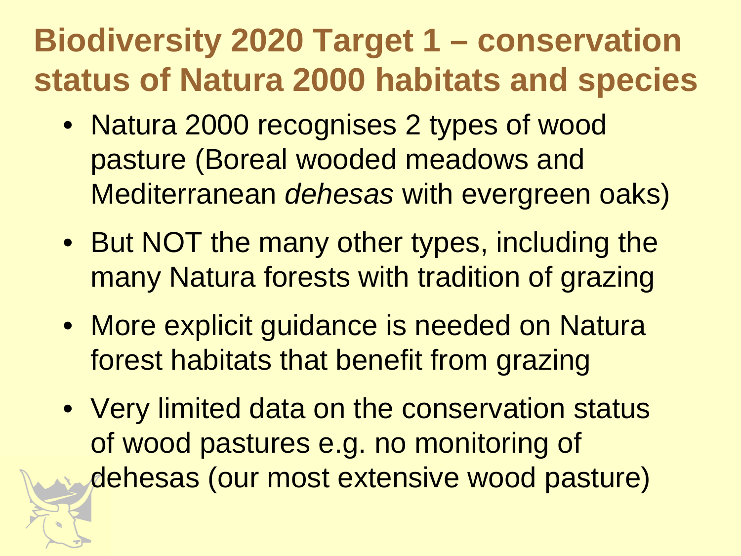# Biodiversity 2020 Target 1 – conservation status of Natura 2000 habitats and species

- Natura 2000 recognises 2 types of wood pasture (Boreal wooded meadows and Mediterranean *dehesas* with evergreen oaks)
- But NOT the many other types, including the many Natura forests with tradition of grazing
- More explicit guidance is needed on Natura forest habitats that benefit from grazing
- Very limited data on the conservation status of wood pastures e.g. no monitoring of dehesas (our most extensive wood pasture)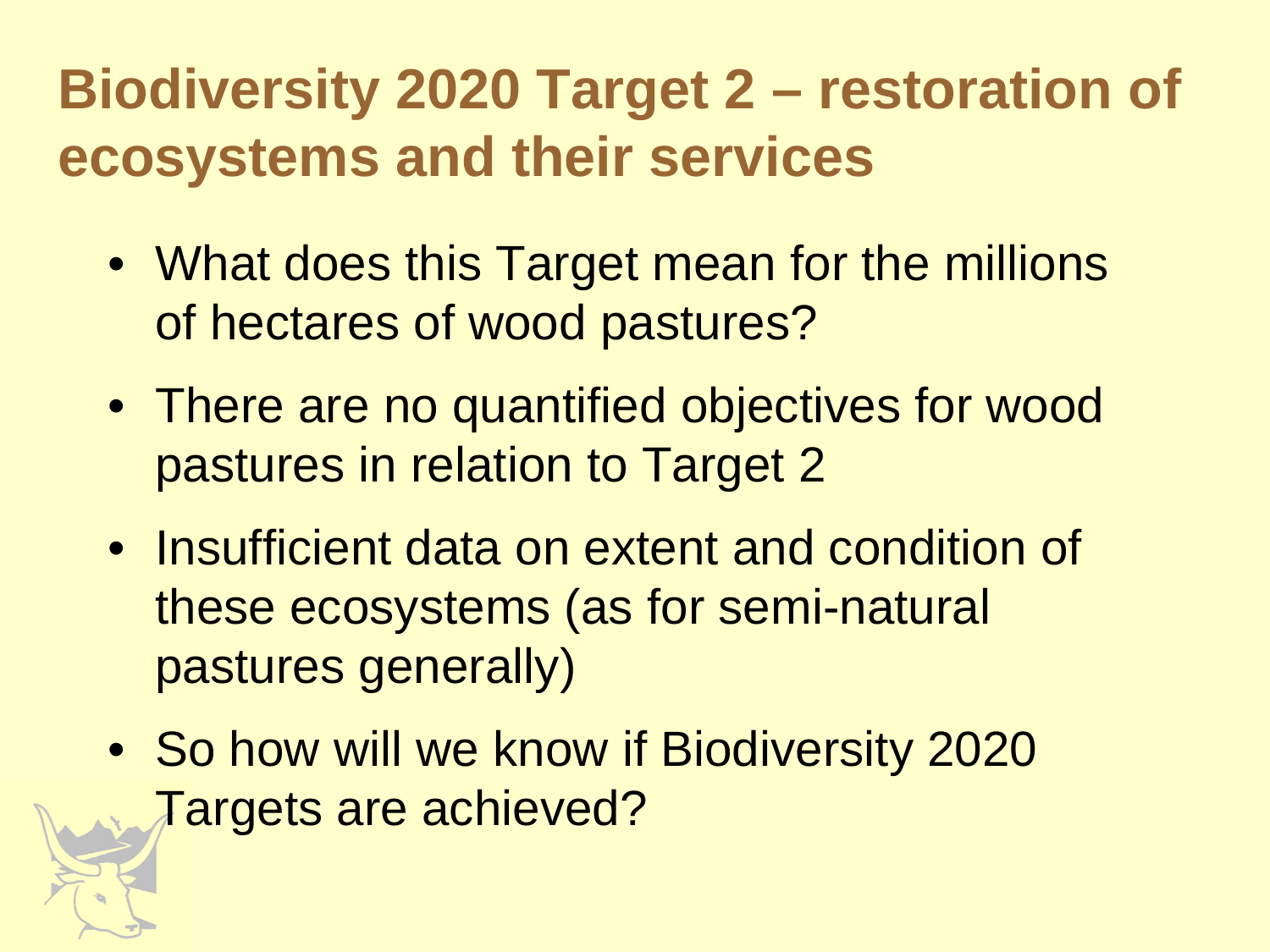# Biodiversity 2020 Target 2 – restoration of ecosystems and their services

- What does this Target mean for the millions of hectares of wood pastures?
- There are no quantified objectives for wood pastures in relation to Target 2
- Insufficient data on extent and condition of these ecosystems (as for semi-natural pastures generally)
- So how will we know if Biodiversity 2020 Targets are achieved?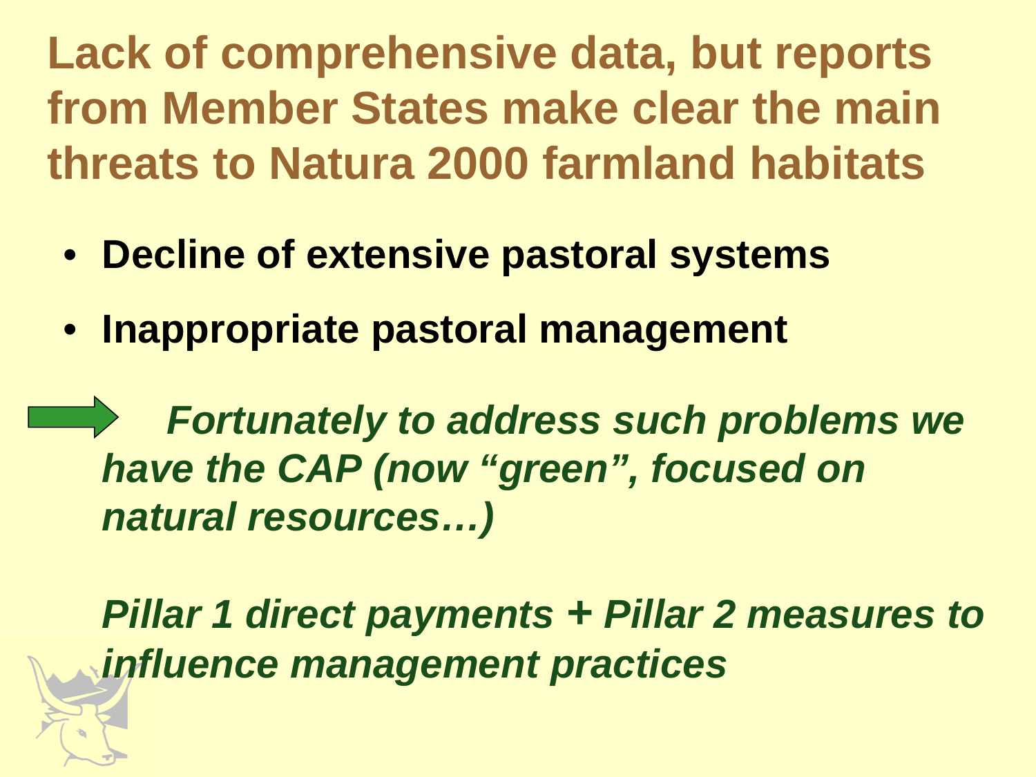# Lack of comprehensive data, but reports from Member States make clear the main threats to Natura 2000 farmland habitats

- **Decline of extensive pastoral systems**
- **Inappropriate pastoral management**

→ ***Fortunately to address such problems we have the CAP (now "green", focused on natural resources…)***

***Pillar 1 direct payments + Pillar 2 measures to influence management practices***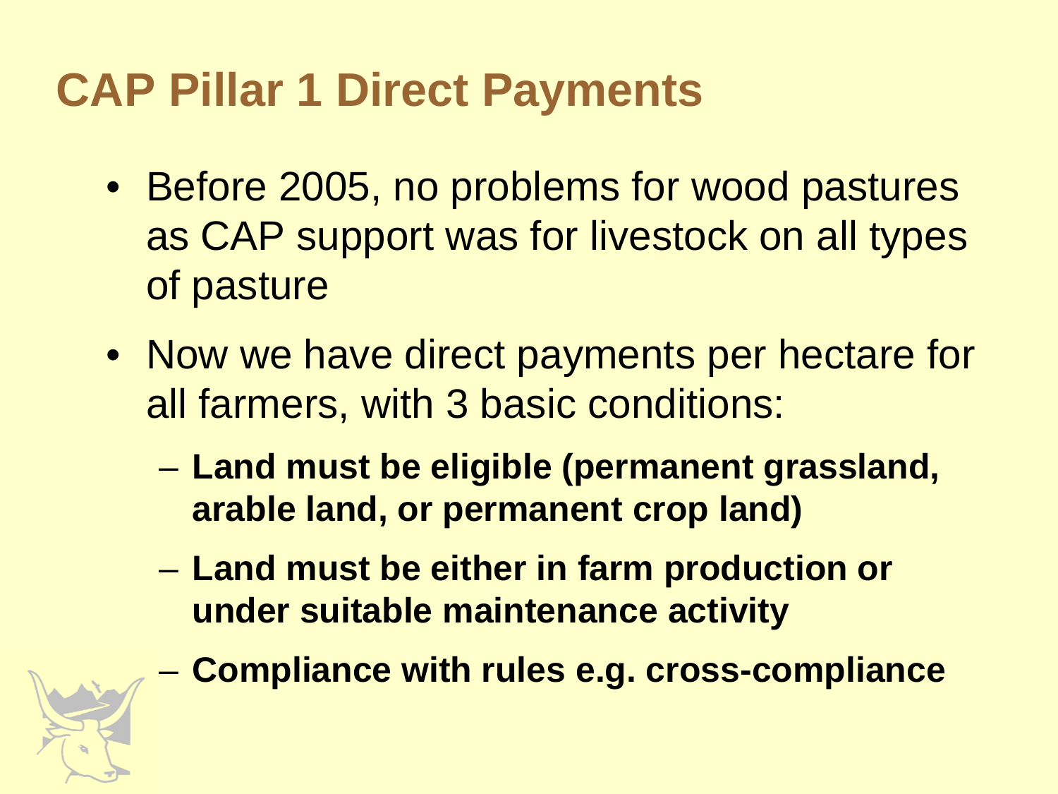# CAP Pillar 1 Direct Payments

- Before 2005, no problems for wood pastures as CAP support was for livestock on all types of pasture
- Now we have direct payments per hectare for all farmers, with 3 basic conditions:
  - **Land must be eligible (permanent grassland, arable land, or permanent crop land)**
  - **Land must be either in farm production or under suitable maintenance activity**
  - **Compliance with rules e.g. cross-compliance**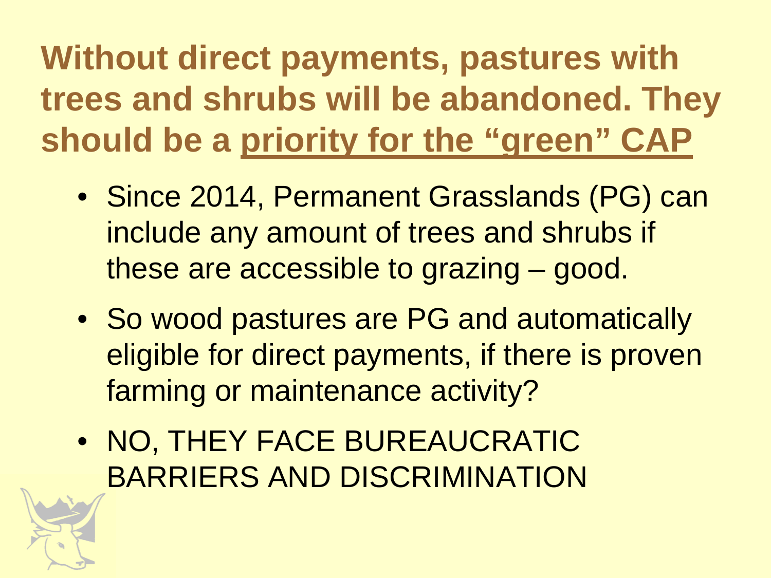# Without direct payments, pastures with trees and shrubs will be abandoned. They should be a priority for the "green" CAP

- Since 2014, Permanent Grasslands (PG) can include any amount of trees and shrubs if these are accessible to grazing – good.
- So wood pastures are PG and automatically eligible for direct payments, if there is proven farming or maintenance activity?
- NO, THEY FACE BUREAUCRATIC BARRIERS AND DISCRIMINATION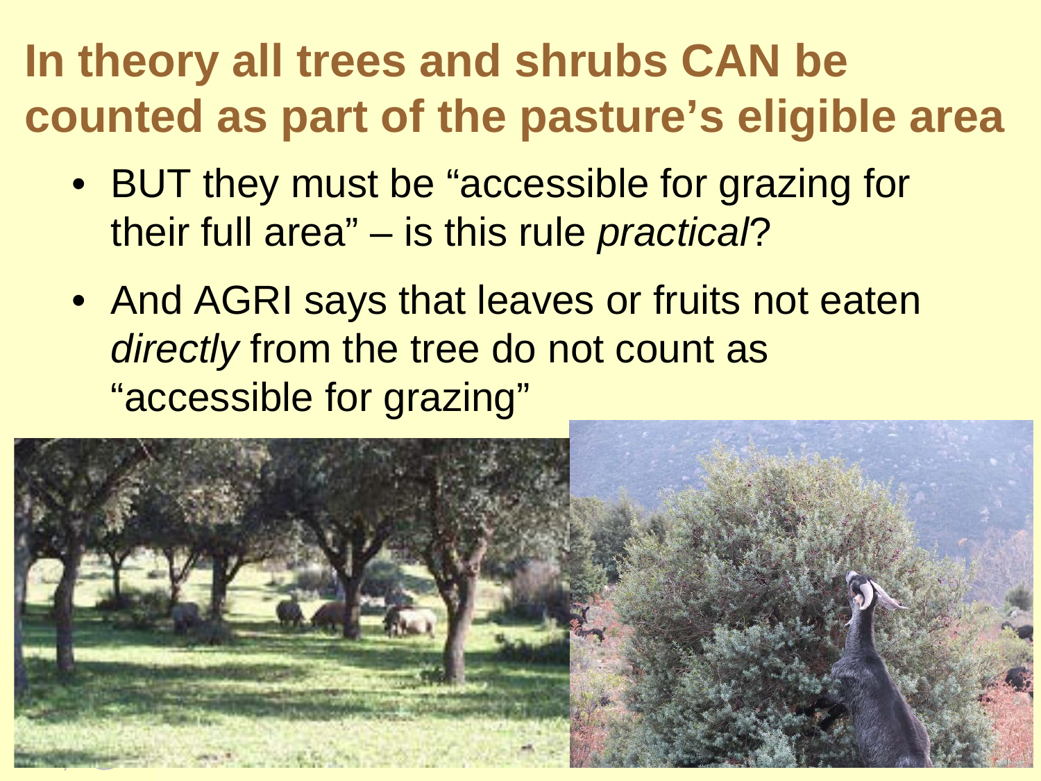# In theory all trees and shrubs CAN be counted as part of the pasture's eligible area

- BUT they must be "accessible for grazing for their full area" – is this rule *practical*?
- And AGRI says that leaves or fruits not eaten *directly* from the tree do not count as "accessible for grazing"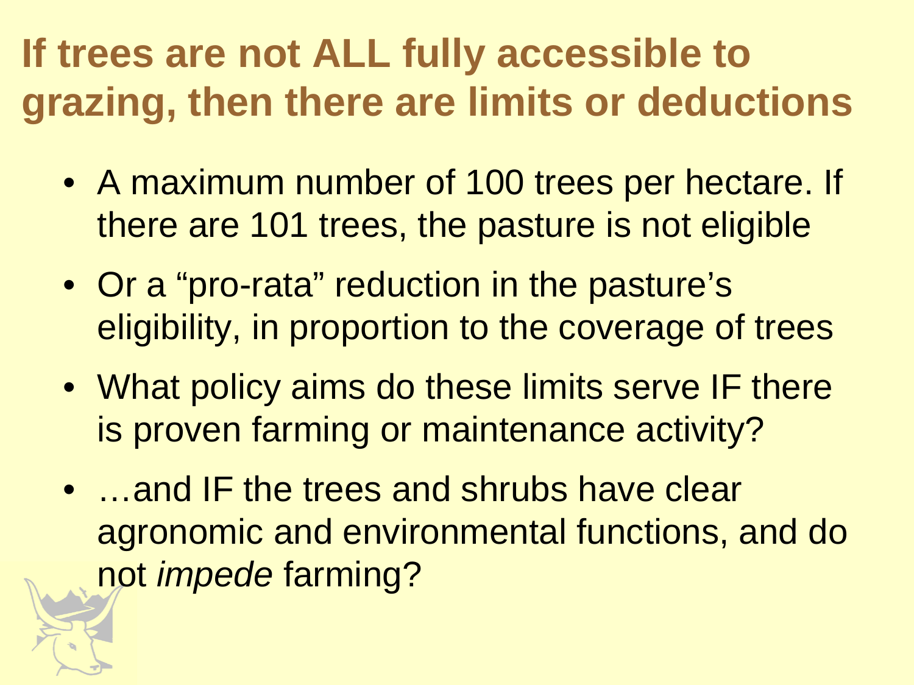# If trees are not ALL fully accessible to grazing, then there are limits or deductions

- A maximum number of 100 trees per hectare. If there are 101 trees, the pasture is not eligible
- Or a "pro-rata" reduction in the pasture's eligibility, in proportion to the coverage of trees
- What policy aims do these limits serve IF there is proven farming or maintenance activity?
- …and IF the trees and shrubs have clear agronomic and environmental functions, and do not *impede* farming?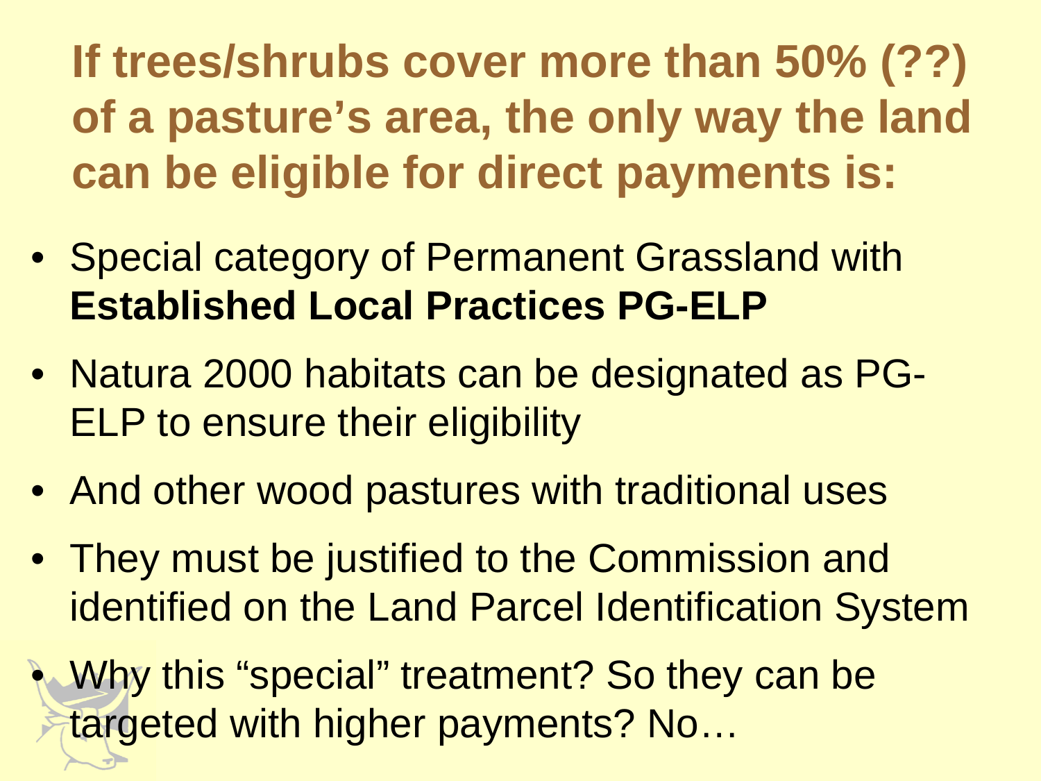## If trees/shrubs cover more than 50% (??) of a pasture's area, the only way the land can be eligible for direct payments is:

- Special category of Permanent Grassland with **Established Local Practices PG-ELP**
- Natura 2000 habitats can be designated as PG-ELP to ensure their eligibility
- And other wood pastures with traditional uses
- They must be justified to the Commission and identified on the Land Parcel Identification System
- Why this "special" treatment? So they can be targeted with higher payments? No…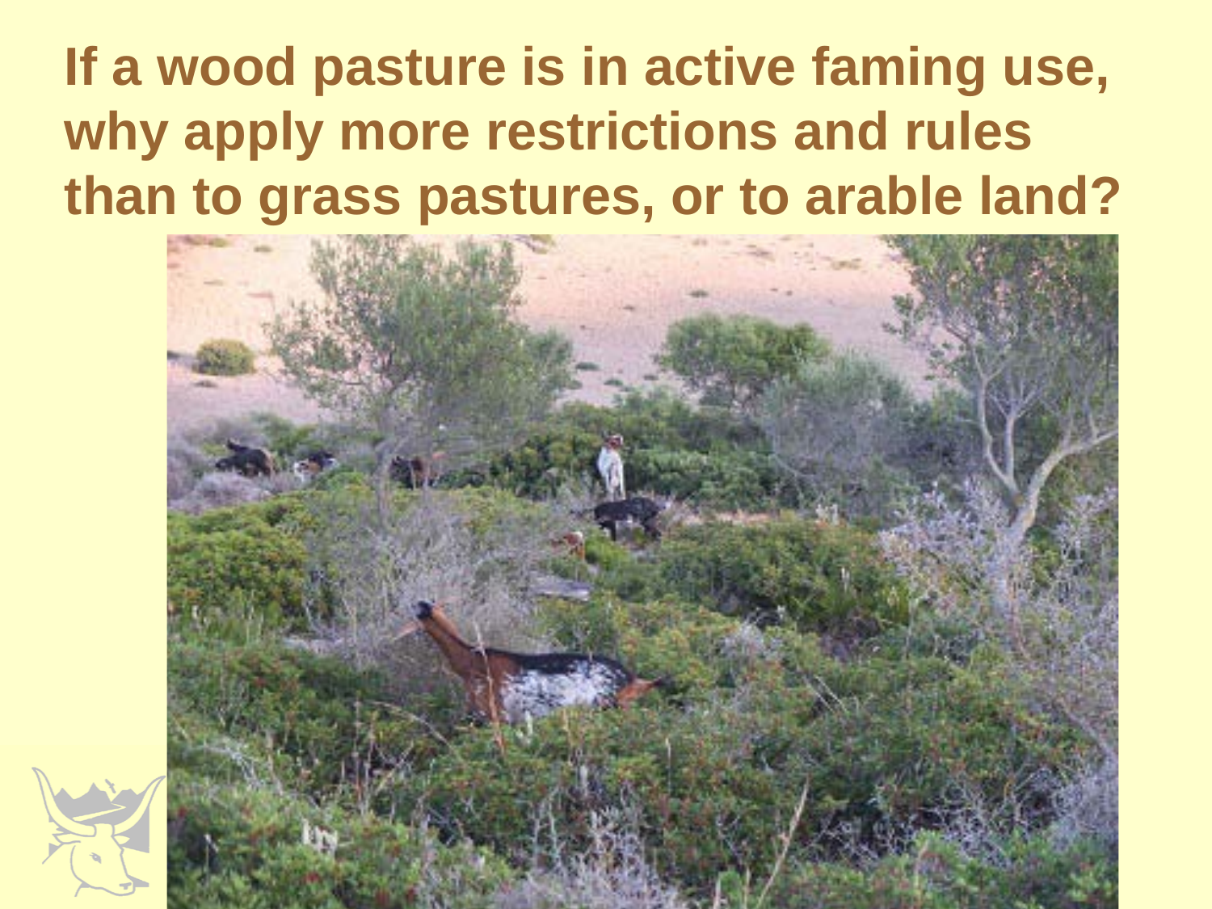# If a wood pasture is in active faming use, why apply more restrictions and rules than to grass pastures, or to arable land?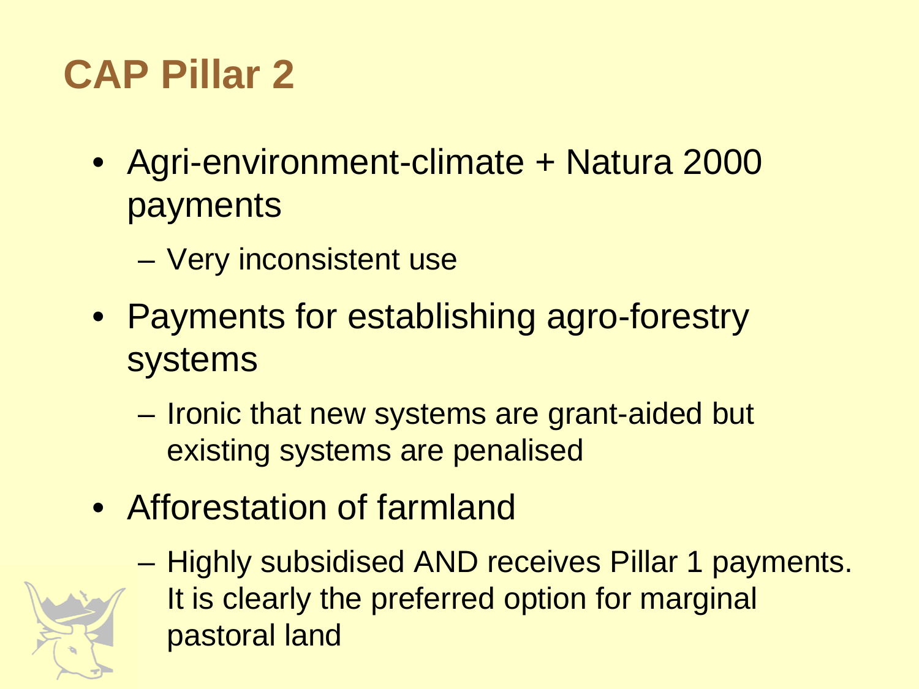# CAP Pillar 2

- Agri-environment-climate + Natura 2000 payments
  - Very inconsistent use
- Payments for establishing agro-forestry systems
  - Ironic that new systems are grant-aided but existing systems are penalised
- Afforestation of farmland
  - Highly subsidised AND receives Pillar 1 payments. It is clearly the preferred option for marginal pastoral land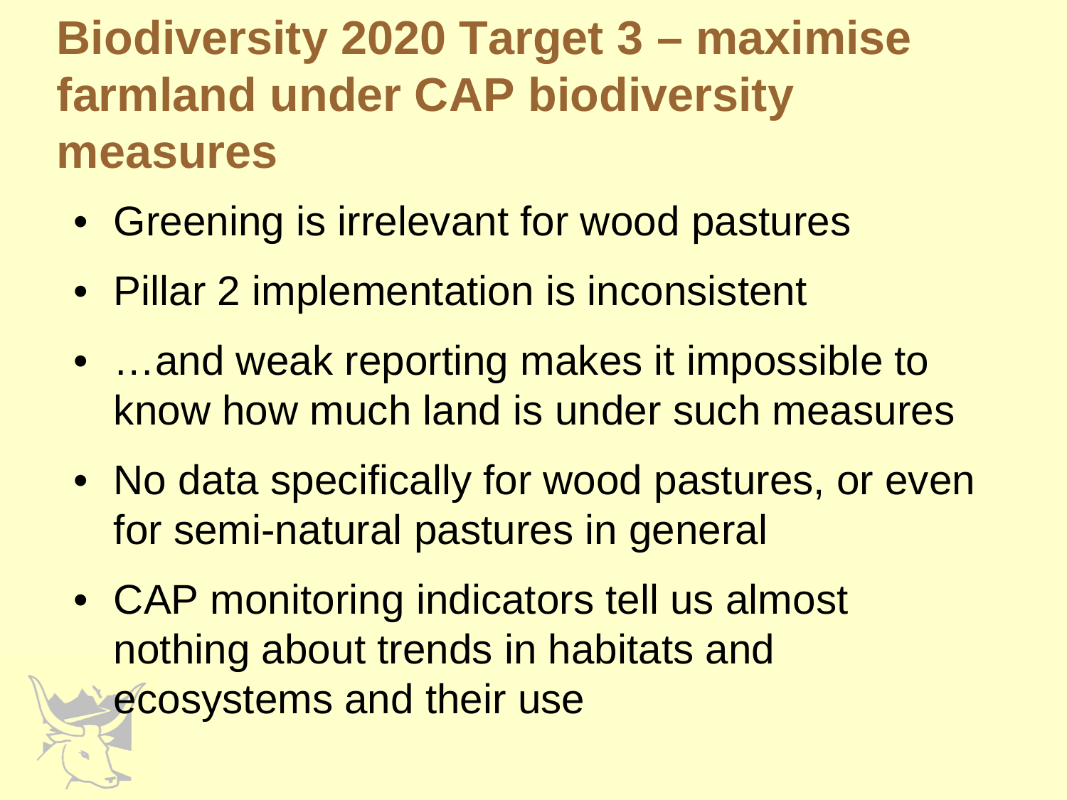# Biodiversity 2020 Target 3 – maximise farmland under CAP biodiversity measures

- Greening is irrelevant for wood pastures
- Pillar 2 implementation is inconsistent
- …and weak reporting makes it impossible to know how much land is under such measures
- No data specifically for wood pastures, or even for semi-natural pastures in general
- CAP monitoring indicators tell us almost nothing about trends in habitats and ecosystems and their use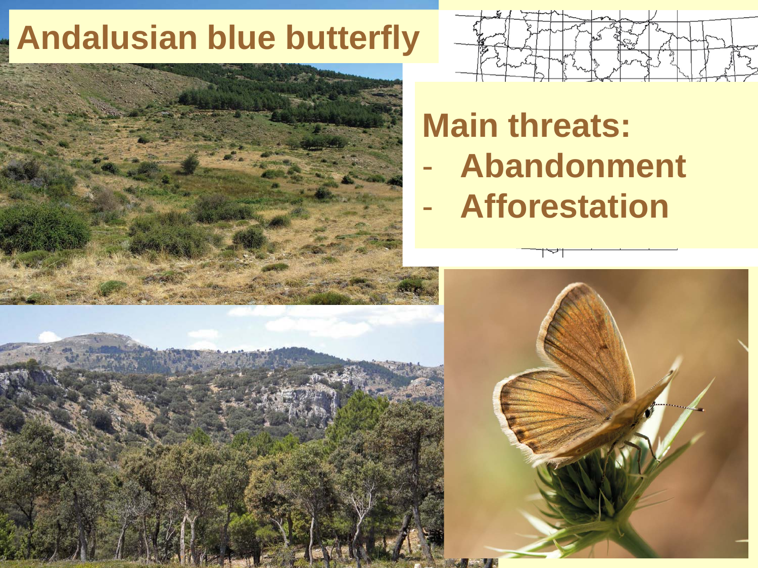# Andalusian blue butterfly

**Main threats:**

- **Abandonment**
- **Afforestation**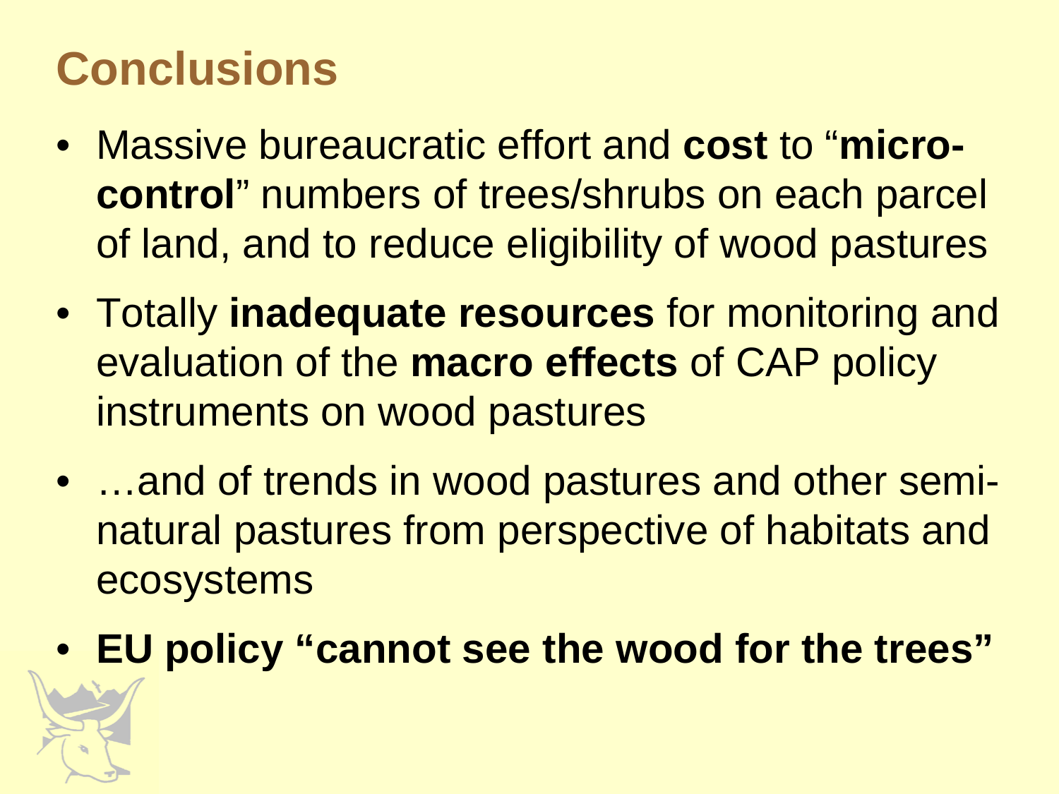# Conclusions

- Massive bureaucratic effort and **cost** to "**micro-control**" numbers of trees/shrubs on each parcel of land, and to reduce eligibility of wood pastures
- Totally **inadequate resources** for monitoring and evaluation of the **macro effects** of CAP policy instruments on wood pastures
- …and of trends in wood pastures and other semi-natural pastures from perspective of habitats and ecosystems
- **EU policy "cannot see the wood for the trees"**